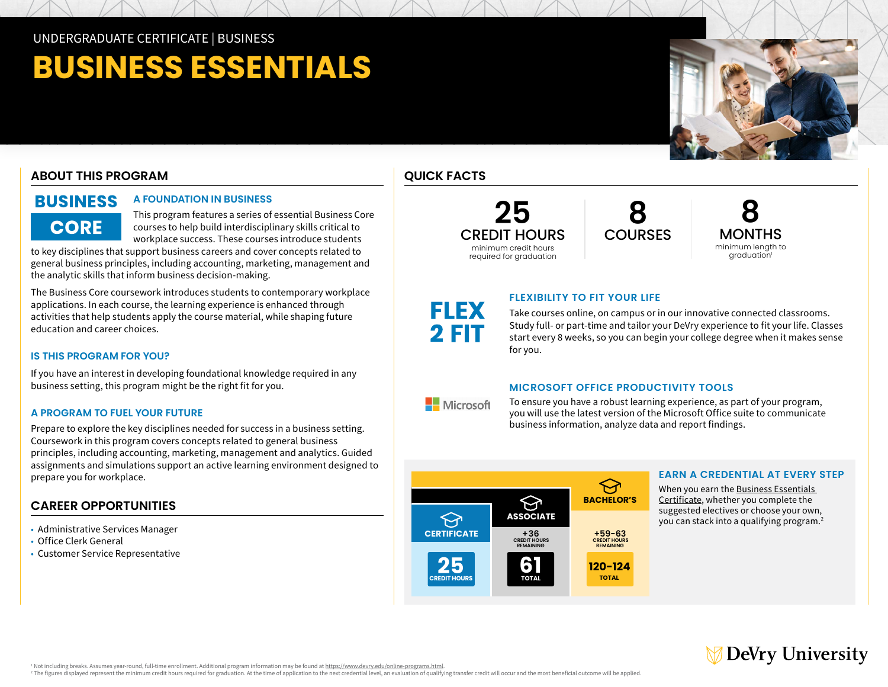UNDERGRADUATE CERTIFICATE | BUSINESS

# BUSINESS ESSENTIALS

## ABOUT THIS PROGRAM

**BUSINESS CORE**

### A FOUNDATION IN BUSINESS

This program features a series of essential Business Core courses to help build interdisciplinary skills critical to workplace success. These courses introduce students to key disciplines that support business careers and cover concepts related to general business principles, including accounting, marketing, management and the analytic skills that inform business decision-making.

The Business Core coursework introduces students to contemporary workplace applications. In each course, the learning experience is enhanced through activities that help students apply the course material, while shaping future education and career choices.

### IS THIS PROGRAM FOR YOU?

If you have an interest in developing foundational knowledge required in any business setting, this program might be the right fit for you.

### A PROGRAM TO FUEL YOUR FUTURE

Prepare to explore the key disciplines needed for success in a business setting. Coursework in this program covers concepts related to general business principles, including accounting, marketing, management and analytics. Guided assignments and simulations support an active learning environment designed to prepare you for workplace.

## CAREER OPPORTUNITIES

- Administrative Services Manager
- Office Clerk General
- Customer Service Representative

## QUICK FACTS

**25 CREDIT HOURS** minimum credit hours required for graduation

**8 COURSES**

**8 MONTHS** minimum length to graduation[1]

**FLEX 2 FIT**

### FLEXIBILITY TO FIT YOUR LIFE

Take courses online, on campus or in our innovative connected classrooms. Study full- or part-time and tailor your DeVry experience to fit your life. Classes start every 8 weeks, so you can begin your college degree when it makes sense for you.

Microsoft

### MICROSOFT OFFICE PRODUCTIVITY TOOLS

To ensure you have a robust learning experience, as part of your program, you will use the latest version of the Microsoft Office suite to communicate business information, analyze data and report findings.

| CERTIFICATE | ASSOCIATE | BACHELOR'S |
|---|---|---|
| | +36 CREDIT HOURS REMAINING | +59-63 CREDIT HOURS REMAINING |
| 25 CREDIT HOURS | 61 TOTAL | 120-124 TOTAL |

### EARN A CREDENTIAL AT EVERY STEP

When you earn the Business Essentials Certificate, whether you complete the suggested electives or choose your own, you can stack into a qualifying program.[2]

DeVry University

[1] Not including breaks. Assumes year-round, full-time enrollment. Additional program information may be found at https://www.devry.edu/online-programs.html.

[2] The figures displayed represent the minimum credit hours required for graduation. At the time of application to the next credential level, an evaluation of qualifying transfer credit will occur and the most beneficial outcome will be applied.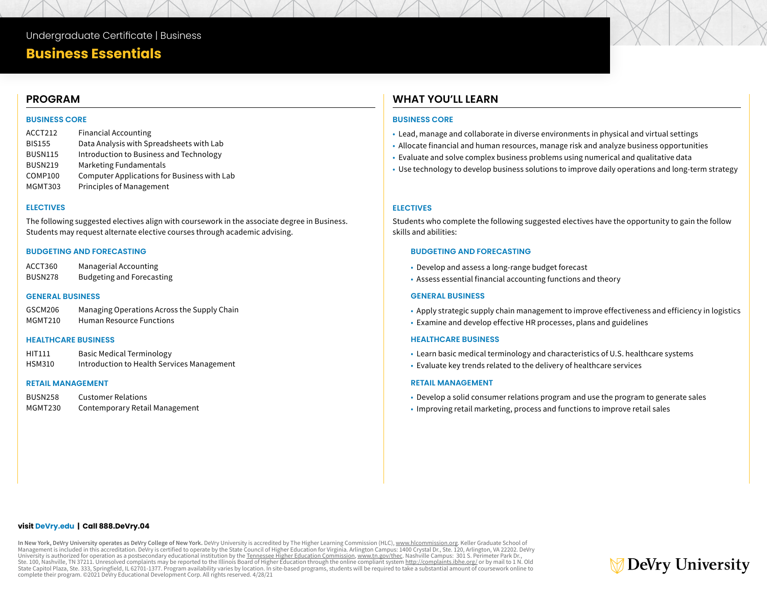Undergraduate Certificate | Business

# Business Essentials

## PROGRAM

### BUSINESS CORE

| | |
|---|---|
| ACCT212 | Financial Accounting |
| BIS155 | Data Analysis with Spreadsheets with Lab |
| BUSN115 | Introduction to Business and Technology |
| BUSN219 | Marketing Fundamentals |
| COMP100 | Computer Applications for Business with Lab |
| MGMT303 | Principles of Management |

### ELECTIVES

The following suggested electives align with coursework in the associate degree in Business. Students may request alternate elective courses through academic advising.

### BUDGETING AND FORECASTING

| | |
|---|---|
| ACCT360 | Managerial Accounting |
| BUSN278 | Budgeting and Forecasting |

### GENERAL BUSINESS

| | |
|---|---|
| GSCM206 | Managing Operations Across the Supply Chain |
| MGMT210 | Human Resource Functions |

### HEALTHCARE BUSINESS

| | |
|---|---|
| HIT111 | Basic Medical Terminology |
| HSM310 | Introduction to Health Services Management |

### RETAIL MANAGEMENT

| | |
|---|---|
| BUSN258 | Customer Relations |
| MGMT230 | Contemporary Retail Management |

## WHAT YOU'LL LEARN

### BUSINESS CORE

- Lead, manage and collaborate in diverse environments in physical and virtual settings
- Allocate financial and human resources, manage risk and analyze business opportunities
- Evaluate and solve complex business problems using numerical and qualitative data
- Use technology to develop business solutions to improve daily operations and long-term strategy

### ELECTIVES

Students who complete the following suggested electives have the opportunity to gain the follow skills and abilities:

#### BUDGETING AND FORECASTING

- Develop and assess a long-range budget forecast
- Assess essential financial accounting functions and theory

#### GENERAL BUSINESS

- Apply strategic supply chain management to improve effectiveness and efficiency in logistics
- Examine and develop effective HR processes, plans and guidelines

#### HEALTHCARE BUSINESS

- Learn basic medical terminology and characteristics of U.S. healthcare systems
- Evaluate key trends related to the delivery of healthcare services

#### RETAIL MANAGEMENT

- Develop a solid consumer relations program and use the program to generate sales
- Improving retail marketing, process and functions to improve retail sales

**visit DeVry.edu | Call 888.DeVry.04**

**In New York, DeVry University operates as DeVry College of New York.** DeVry University is accredited by The Higher Learning Commission (HLC), www.hlcommission.org. Keller Graduate School of Management is included in this accreditation. DeVry is certified to operate by the State Council of Higher Education for Virginia. Arlington Campus: 1400 Crystal Dr., Ste. 120, Arlington, VA 22202. DeVry University is authorized for operation as a postsecondary educational institution by the Tennessee Higher Education Commission, www.tn.gov/thec. Nashville Campus: 301 S. Perimeter Park Dr., Ste. 100, Nashville, TN 37211. Unresolved complaints may be reported to the Illinois Board of Higher Education through the online compliant system http://complaints.ibhe.org/ or by mail to 1 N. Old State Capitol Plaza, Ste. 333, Springfield, IL 62701-1377. Program availability varies by location. In site-based programs, students will be required to take a substantial amount of coursework online to complete their program. ©2021 DeVry Educational Development Corp. All rights reserved. 4/28/21

DeVry University